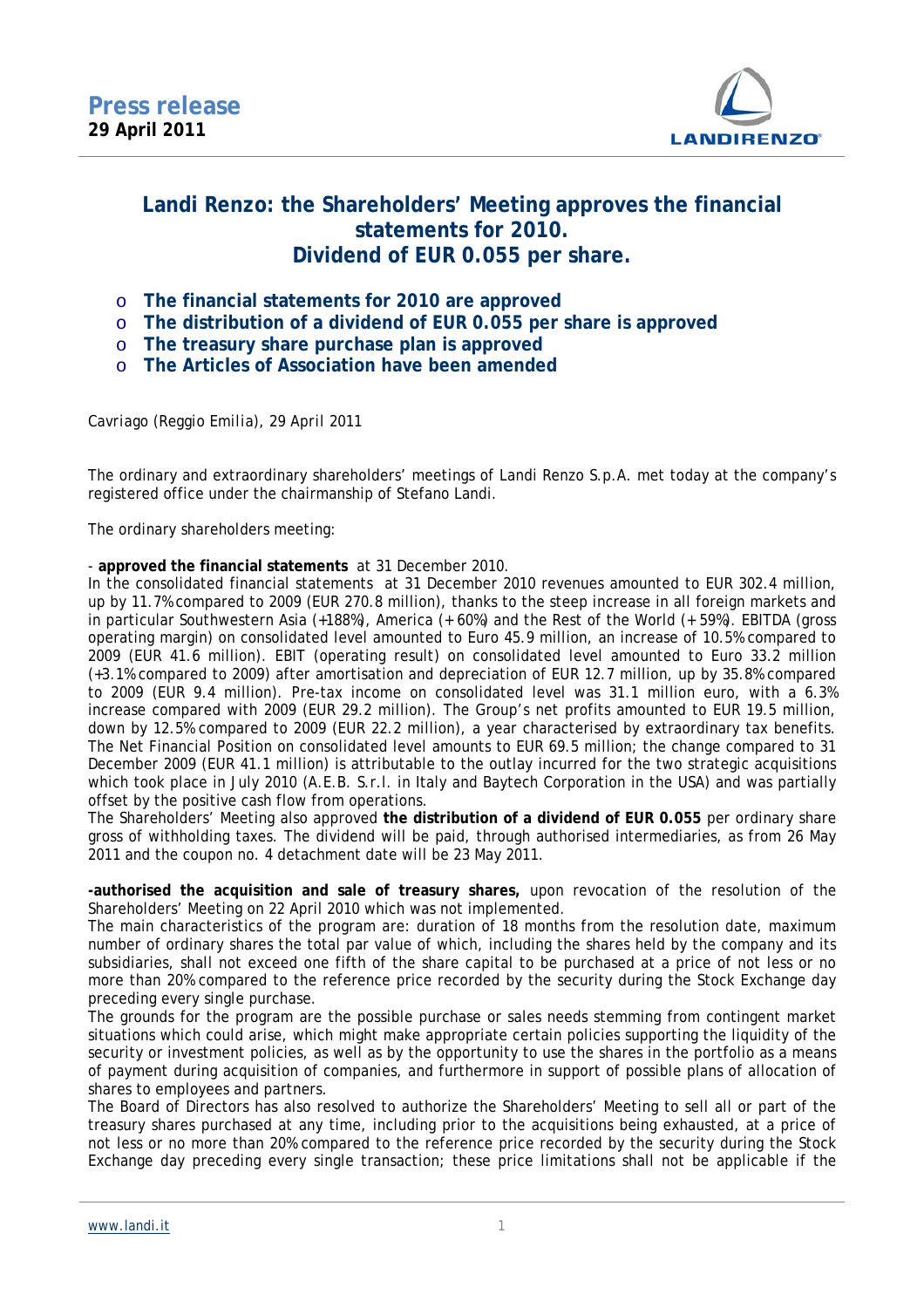**Press release**
**29 April 2011**

# Landi Renzo: the Shareholders' Meeting approves the financial statements for 2010. Dividend of EUR 0.055 per share.

- **The financial statements for 2010 are approved**
- **The distribution of a dividend of EUR 0.055 per share is approved**
- **The treasury share purchase plan is approved**
- **The Articles of Association have been amended**

*Cavriago (Reggio Emilia), 29 April 2011*

The ordinary and extraordinary shareholders' meetings of Landi Renzo S.p.A. met today at the company's registered office under the chairmanship of Stefano Landi.

The ordinary shareholders meeting:

- **approved the financial statements** at 31 December 2010.

In the consolidated financial statements at 31 December 2010 revenues amounted to EUR 302.4 million, up by 11.7% compared to 2009 (EUR 270.8 million), thanks to the steep increase in all foreign markets and in particular Southwestern Asia (+188%), America (+ 60%) and the Rest of the World (+ 59%). EBITDA (gross operating margin) on consolidated level amounted to Euro 45.9 million, an increase of 10.5% compared to 2009 (EUR 41.6 million). EBIT (operating result) on consolidated level amounted to Euro 33.2 million (+3.1% compared to 2009) after amortisation and depreciation of EUR 12.7 million, up by 35.8% compared to 2009 (EUR 9.4 million). Pre-tax income on consolidated level was 31.1 million euro, with a 6.3% increase compared with 2009 (EUR 29.2 million). The Group's net profits amounted to EUR 19.5 million, down by 12.5% compared to 2009 (EUR 22.2 million), a year characterised by extraordinary tax benefits. The Net Financial Position on consolidated level amounts to EUR 69.5 million; the change compared to 31 December 2009 (EUR 41.1 million) is attributable to the outlay incurred for the two strategic acquisitions which took place in July 2010 (A.E.B. S.r.l. in Italy and Baytech Corporation in the USA) and was partially offset by the positive cash flow from operations.

The Shareholders' Meeting also approved **the distribution of a dividend of EUR 0.055** per ordinary share gross of withholding taxes. The dividend will be paid, through authorised intermediaries, as from 26 May 2011 and the coupon no. 4 detachment date will be 23 May 2011.

**-authorised the acquisition and sale of treasury shares,** upon revocation of the resolution of the Shareholders' Meeting on 22 April 2010 which was not implemented.

The main characteristics of the program are: duration of 18 months from the resolution date, maximum number of ordinary shares the total par value of which, including the shares held by the company and its subsidiaries, shall not exceed one fifth of the share capital to be purchased at a price of not less or no more than 20% compared to the reference price recorded by the security during the Stock Exchange day preceding every single purchase.

The grounds for the program are the possible purchase or sales needs stemming from contingent market situations which could arise, which might make appropriate certain policies supporting the liquidity of the security or investment policies, as well as by the opportunity to use the shares in the portfolio as a means of payment during acquisition of companies, and furthermore in support of possible plans of allocation of shares to employees and partners.

The Board of Directors has also resolved to authorize the Shareholders' Meeting to sell all or part of the treasury shares purchased at any time, including prior to the acquisitions being exhausted, at a price of not less or no more than 20% compared to the reference price recorded by the security during the Stock Exchange day preceding every single transaction; these price limitations shall not be applicable if the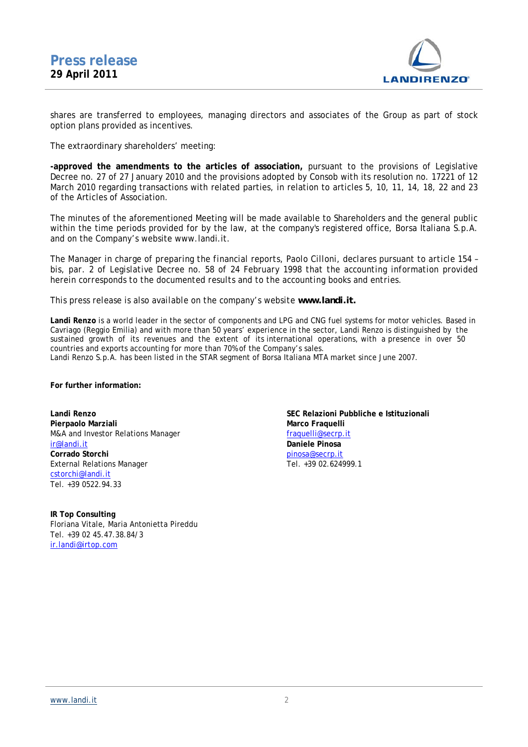shares are transferred to employees, managing directors and associates of the Group as part of stock option plans provided as incentives.

The extraordinary shareholders' meeting:

**-approved the amendments to the articles of association,** pursuant to the provisions of Legislative Decree no. 27 of 27 January 2010 and the provisions adopted by Consob with its resolution no. 17221 of 12 March 2010 regarding transactions with related parties, in relation to articles 5, 10, 11, 14, 18, 22 and 23 of the Articles of Association.

The minutes of the aforementioned Meeting will be made available to Shareholders and the general public within the time periods provided for by the law, at the company's registered office, Borsa Italiana S.p.A. and on the Company's website www.landi.it.

The Manager in charge of preparing the financial reports, Paolo Cilloni, declares pursuant to article 154 – bis, par. 2 of Legislative Decree no. 58 of 24 February 1998 that the accounting information provided herein corresponds to the documented results and to the accounting books and entries.

*This press release is also available on the company's website* ***www.landi.it.***

**Landi Renzo** is a world leader in the sector of components and LPG and CNG fuel systems for motor vehicles. Based in Cavriago (Reggio Emilia) and with more than 50 years' experience in the sector, Landi Renzo is distinguished by the sustained growth of its revenues and the extent of its international operations, with a presence in over 50 countries and exports accounting for more than 70% of the Company's sales.
Landi Renzo S.p.A. has been listed in the STAR segment of Borsa Italiana MTA market since June 2007.

**For further information:**

**Landi Renzo**
**Pierpaolo Marziali**
M&A and Investor Relations Manager
ir@landi.it
**Corrado Storchi**
External Relations Manager
cstorchi@landi.it
Tel. +39 0522.94.33

**SEC Relazioni Pubbliche e Istituzionali**
**Marco Fraquelli**
fraquelli@secrp.it
**Daniele Pinosa**
pinosa@secrp.it
Tel. +39 02.624999.1

**IR Top Consulting**
Floriana Vitale, Maria Antonietta Pireddu
Tel. +39 02 45.47.38.84/3
ir.landi@irtop.com